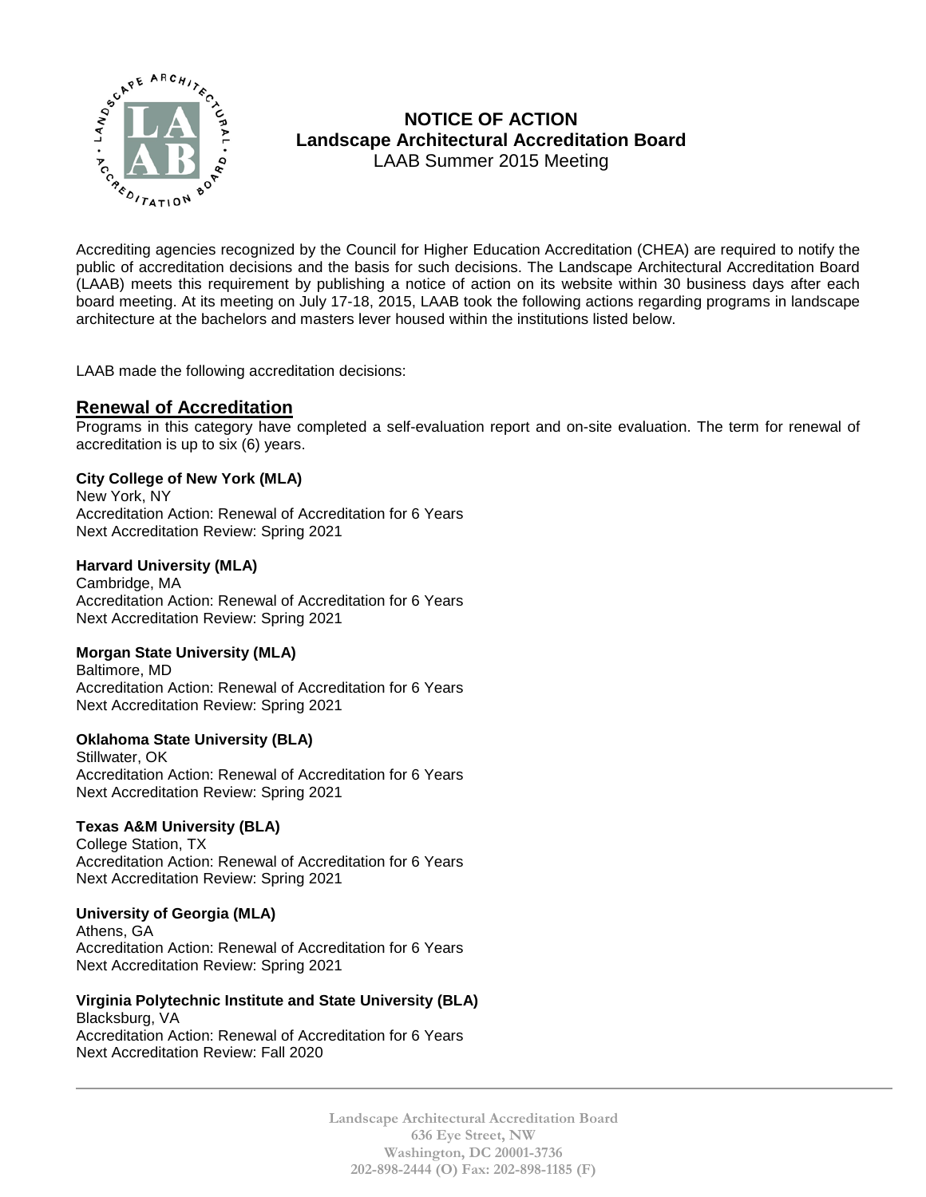# NOTICE OF ACTION
## Landscape Architectural Accreditation Board
LAAB Summer 2015 Meeting

Accrediting agencies recognized by the Council for Higher Education Accreditation (CHEA) are required to notify the public of accreditation decisions and the basis for such decisions. The Landscape Architectural Accreditation Board (LAAB) meets this requirement by publishing a notice of action on its website within 30 business days after each board meeting. At its meeting on July 17-18, 2015, LAAB took the following actions regarding programs in landscape architecture at the bachelors and masters lever housed within the institutions listed below.

LAAB made the following accreditation decisions:

## Renewal of Accreditation

Programs in this category have completed a self-evaluation report and on-site evaluation. The term for renewal of accreditation is up to six (6) years.

**City College of New York (MLA)**
New York, NY
Accreditation Action: Renewal of Accreditation for 6 Years
Next Accreditation Review: Spring 2021

**Harvard University (MLA)**
Cambridge, MA
Accreditation Action: Renewal of Accreditation for 6 Years
Next Accreditation Review: Spring 2021

**Morgan State University (MLA)**
Baltimore, MD
Accreditation Action: Renewal of Accreditation for 6 Years
Next Accreditation Review: Spring 2021

**Oklahoma State University (BLA)**
Stillwater, OK
Accreditation Action: Renewal of Accreditation for 6 Years
Next Accreditation Review: Spring 2021

**Texas A&M University (BLA)**
College Station, TX
Accreditation Action: Renewal of Accreditation for 6 Years
Next Accreditation Review: Spring 2021

**University of Georgia (MLA)**
Athens, GA
Accreditation Action: Renewal of Accreditation for 6 Years
Next Accreditation Review: Spring 2021

**Virginia Polytechnic Institute and State University (BLA)**
Blacksburg, VA
Accreditation Action: Renewal of Accreditation for 6 Years
Next Accreditation Review: Fall 2020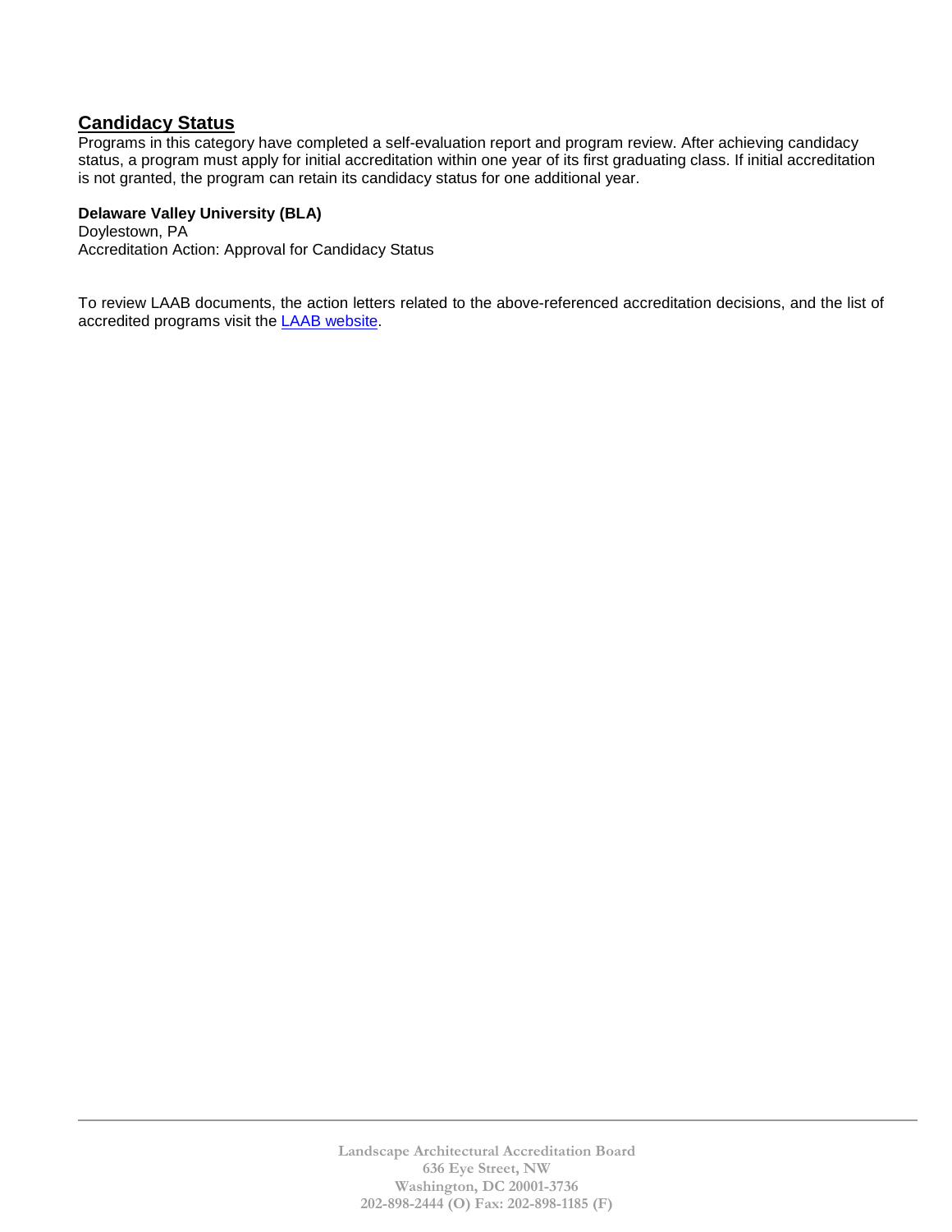## Candidacy Status

Programs in this category have completed a self-evaluation report and program review. After achieving candidacy status, a program must apply for initial accreditation within one year of its first graduating class. If initial accreditation is not granted, the program can retain its candidacy status for one additional year.

**Delaware Valley University (BLA)**
Doylestown, PA
Accreditation Action: Approval for Candidacy Status

To review LAAB documents, the action letters related to the above-referenced accreditation decisions, and the list of accredited programs visit the LAAB website.

Landscape Architectural Accreditation Board
636 Eye Street, NW
Washington, DC 20001-3736
202-898-2444 (O) Fax: 202-898-1185 (F)